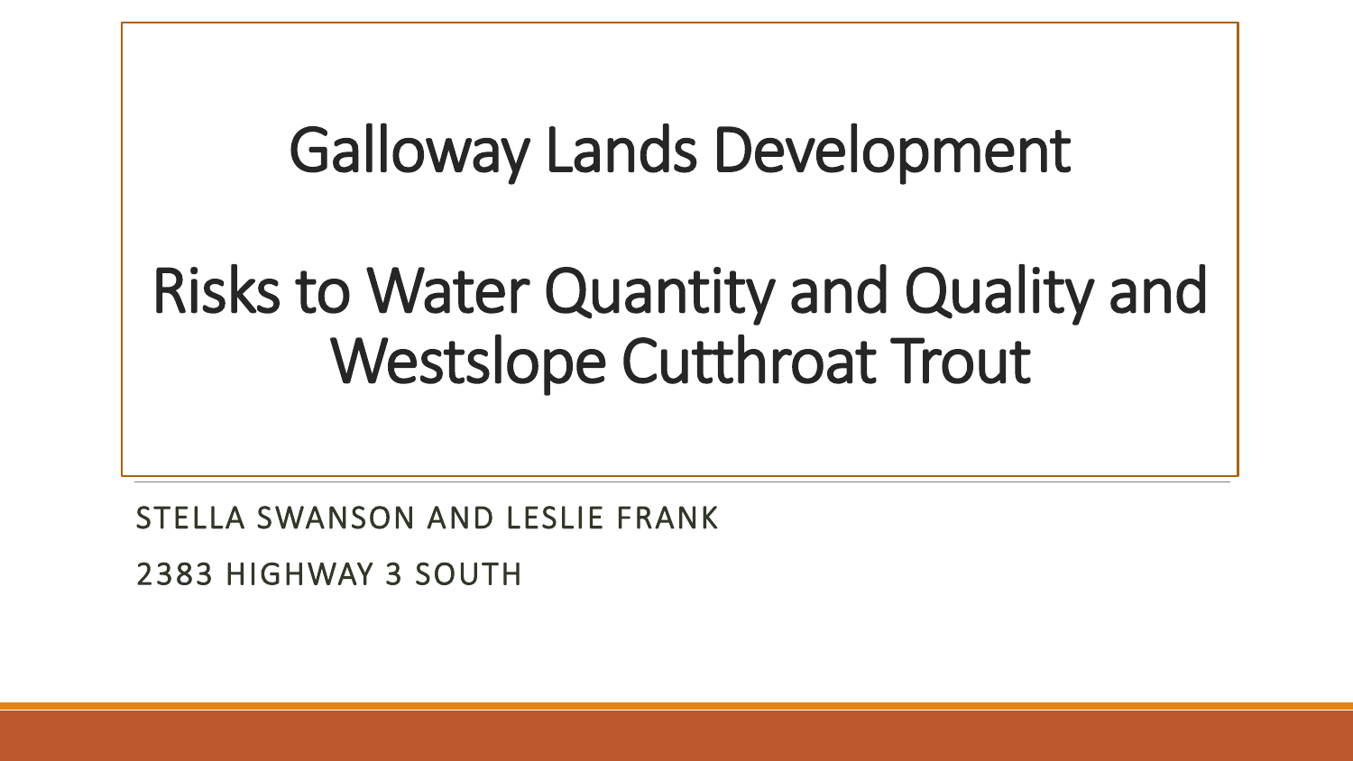# Galloway Lands Development

# Risks to Water Quantity and Quality and Westslope Cutthroat Trout

STELLA SWANSON AND LESLIE FRANK

2383 HIGHWAY 3 SOUTH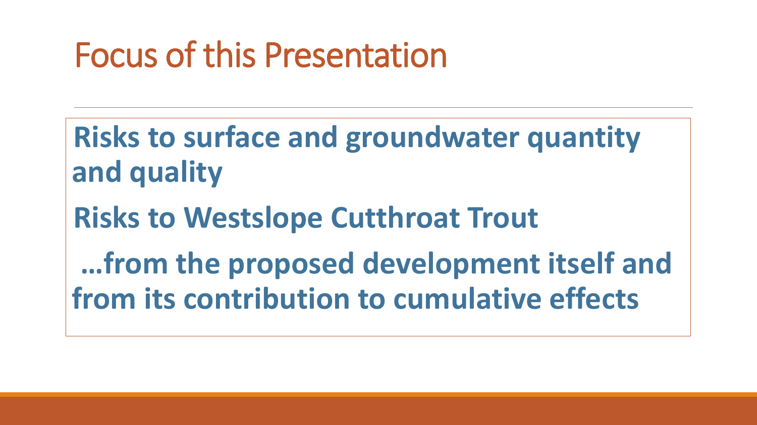# Focus of this Presentation

**Risks to surface and groundwater quantity and quality**

**Risks to Westslope Cutthroat Trout**

**…from the proposed development itself and from its contribution to cumulative effects**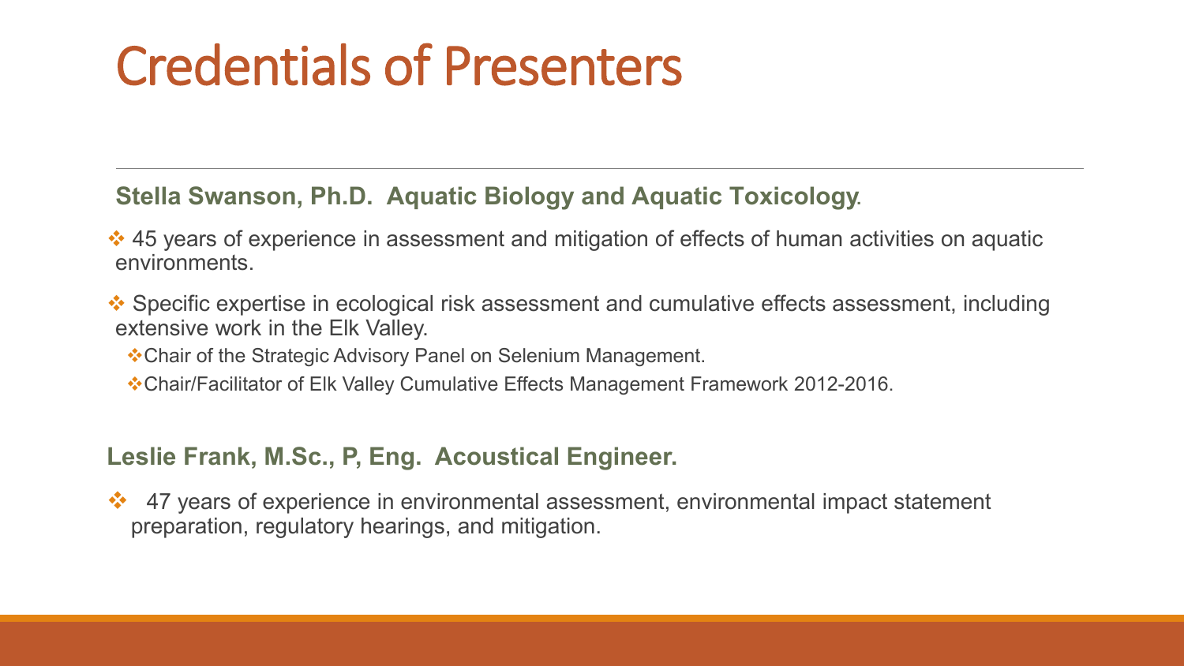# Credentials of Presenters

**Stella Swanson, Ph.D. Aquatic Biology and Aquatic Toxicology**.

- 45 years of experience in assessment and mitigation of effects of human activities on aquatic environments.
- Specific expertise in ecological risk assessment and cumulative effects assessment, including extensive work in the Elk Valley.
  - Chair of the Strategic Advisory Panel on Selenium Management.
  - Chair/Facilitator of Elk Valley Cumulative Effects Management Framework 2012-2016.

**Leslie Frank, M.Sc., P, Eng. Acoustical Engineer.**

- 47 years of experience in environmental assessment, environmental impact statement preparation, regulatory hearings, and mitigation.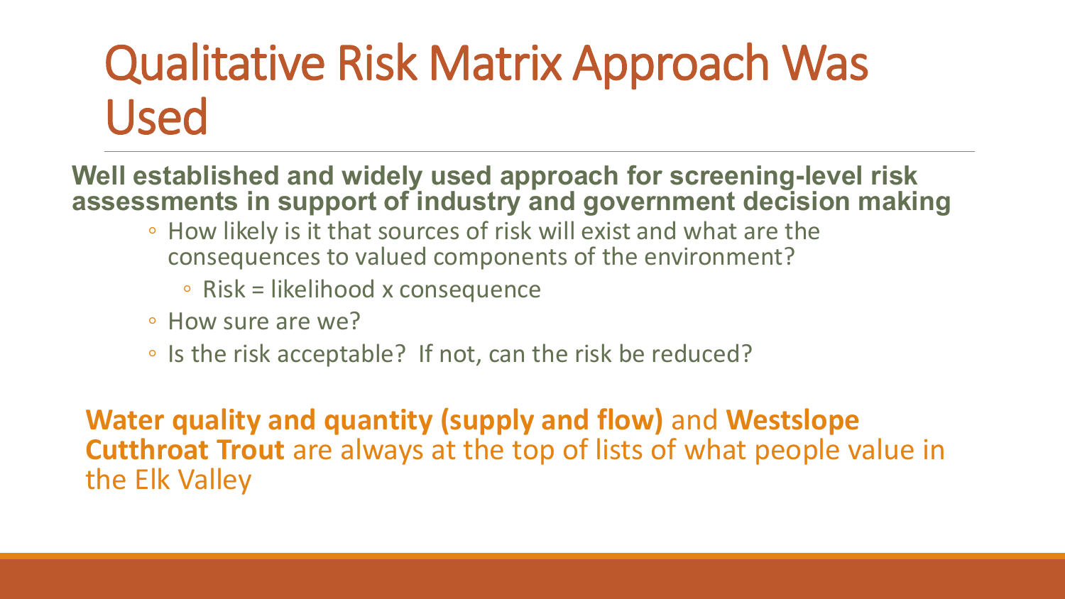# Qualitative Risk Matrix Approach Was Used

**Well established and widely used approach for screening-level risk assessments in support of industry and government decision making**

- How likely is it that sources of risk will exist and what are the consequences to valued components of the environment?
  - Risk = likelihood x consequence
- How sure are we?
- Is the risk acceptable? If not, can the risk be reduced?

**Water quality and quantity (supply and flow)** and **Westslope Cutthroat Trout** are always at the top of lists of what people value in the Elk Valley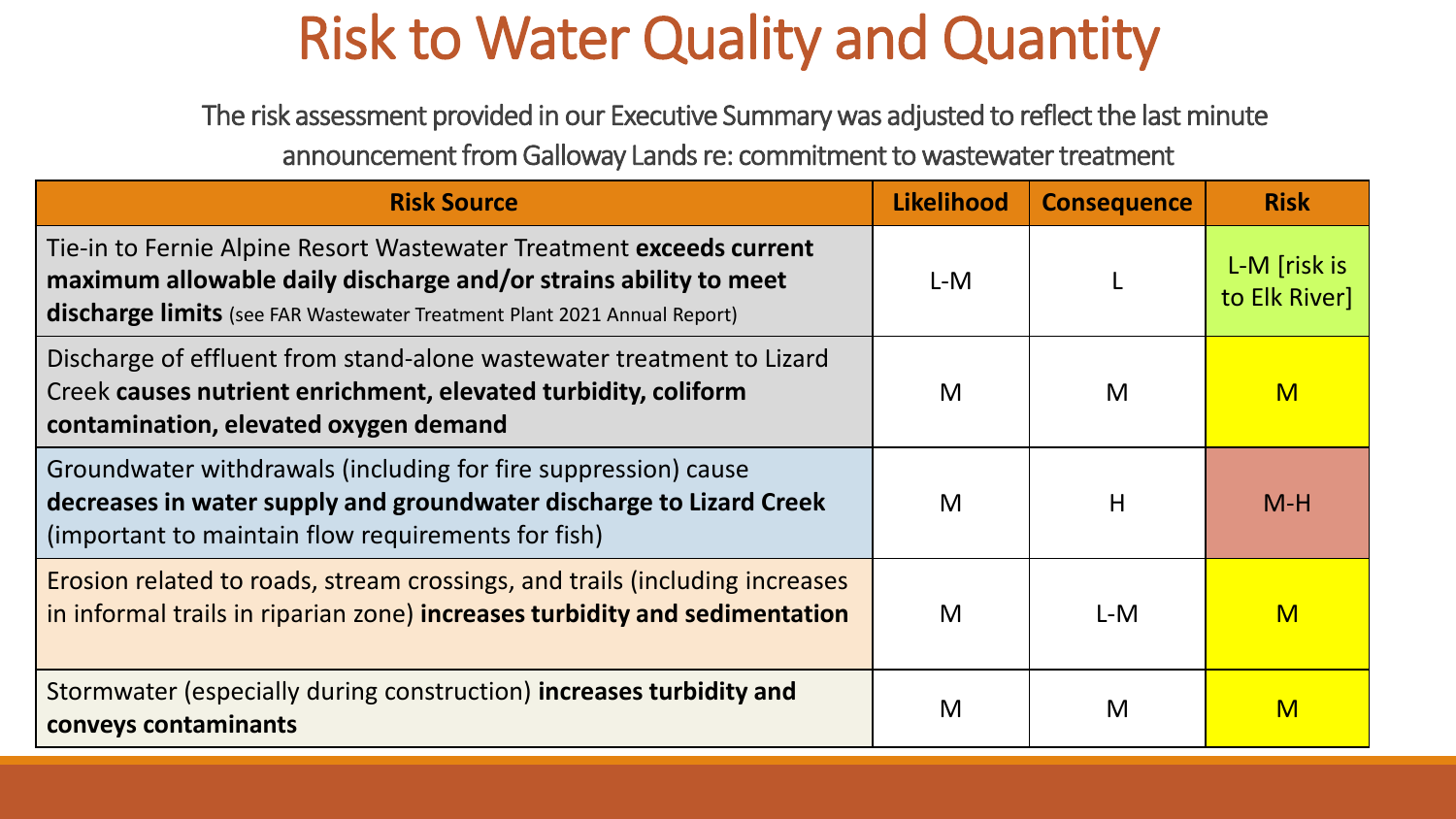# Risk to Water Quality and Quantity

The risk assessment provided in our Executive Summary was adjusted to reflect the last minute announcement from Galloway Lands re: commitment to wastewater treatment

| Risk Source | Likelihood | Consequence | Risk |
|---|---|---|---|
| Tie-in to Fernie Alpine Resort Wastewater Treatment **exceeds current maximum allowable daily discharge and/or strains ability to meet discharge limits** (see FAR Wastewater Treatment Plant 2021 Annual Report) | L-M | L | L-M [risk is to Elk River] |
| Discharge of effluent from stand-alone wastewater treatment to Lizard Creek **causes nutrient enrichment, elevated turbidity, coliform contamination, elevated oxygen demand** | M | M | M |
| Groundwater withdrawals (including for fire suppression) cause **decreases in water supply and groundwater discharge to Lizard Creek** (important to maintain flow requirements for fish) | M | H | M-H |
| Erosion related to roads, stream crossings, and trails (including increases in informal trails in riparian zone) **increases turbidity and sedimentation** | M | L-M | M |
| Stormwater (especially during construction) **increases turbidity and conveys contaminants** | M | M | M |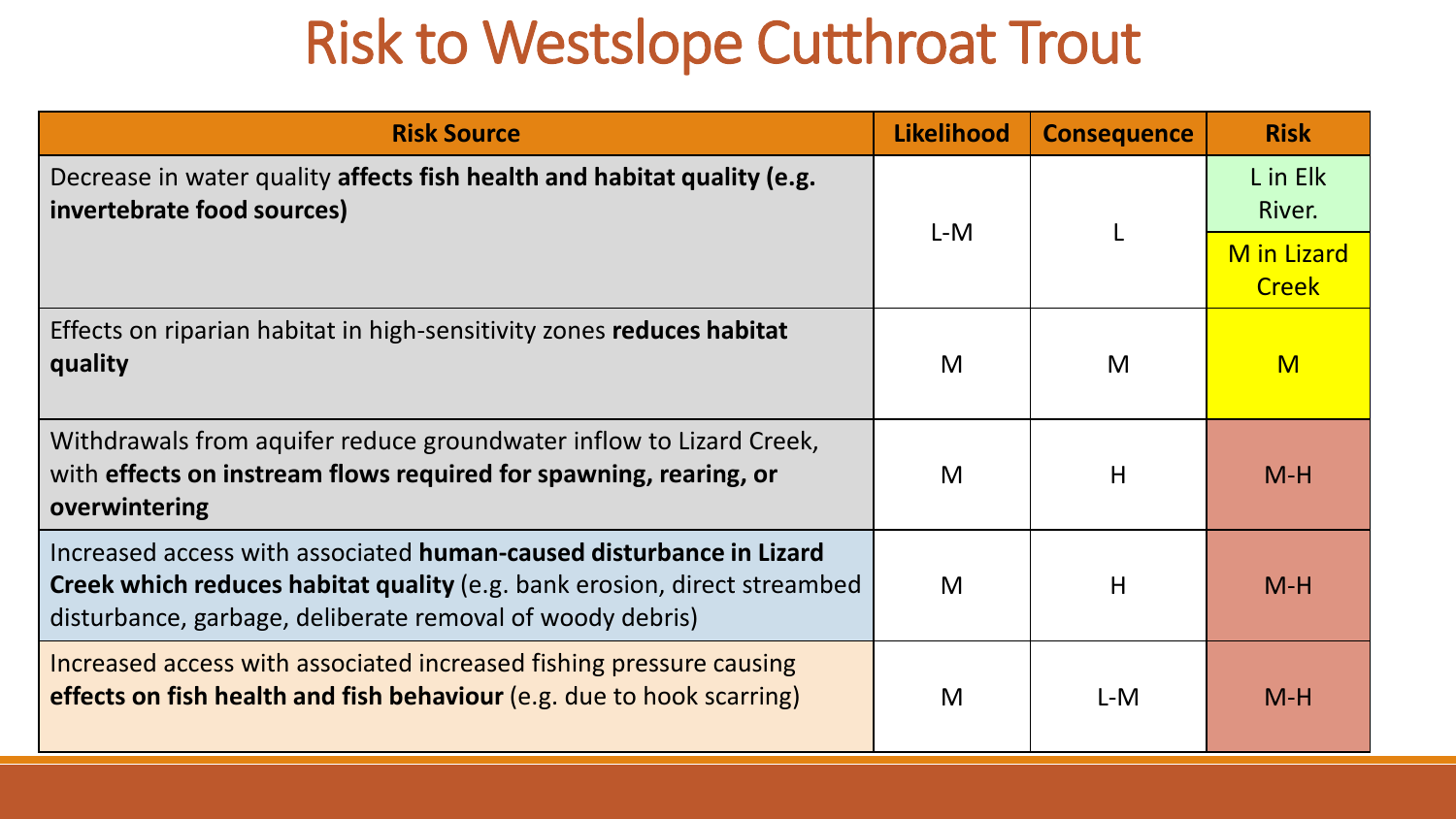# Risk to Westslope Cutthroat Trout

| Risk Source | Likelihood | Consequence | Risk |
|---|---|---|---|
| Decrease in water quality **affects fish health and habitat quality (e.g. invertebrate food sources)** | L-M | L | L in Elk River. M in Lizard Creek |
| Effects on riparian habitat in high-sensitivity zones **reduces habitat quality** | M | M | M |
| Withdrawals from aquifer reduce groundwater inflow to Lizard Creek, with **effects on instream flows required for spawning, rearing, or overwintering** | M | H | M-H |
| Increased access with associated **human-caused disturbance in Lizard Creek which reduces habitat quality** (e.g. bank erosion, direct streambed disturbance, garbage, deliberate removal of woody debris) | M | H | M-H |
| Increased access with associated increased fishing pressure causing **effects on fish health and fish behaviour** (e.g. due to hook scarring) | M | L-M | M-H |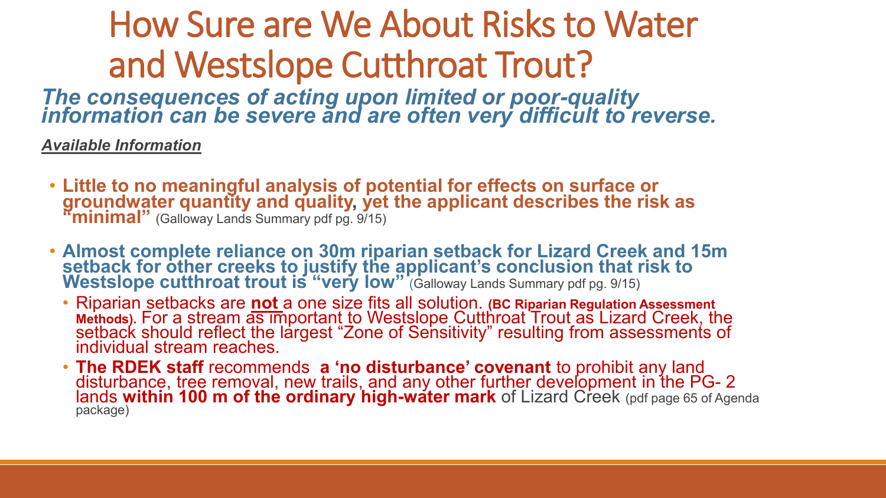# How Sure are We About Risks to Water and Westslope Cutthroat Trout?

***The consequences of acting upon limited or poor-quality information can be severe and are often very difficult to reverse.***

***<u>Available Information</u>***

- **Little to no meaningful analysis of potential for effects on surface or groundwater quantity and quality, yet the applicant describes the risk as "minimal"** (Galloway Lands Summary pdf pg. 9/15)
- **Almost complete reliance on 30m riparian setback for Lizard Creek and 15m setback for other creeks to justify the applicant's conclusion that risk to Westslope cutthroat trout is "very low"** (Galloway Lands Summary pdf pg. 9/15)
  - Riparian setbacks are **<u>not</u>** a one size fits all solution. **(BC Riparian Regulation Assessment Methods)**. For a stream as important to Westslope Cutthroat Trout as Lizard Creek, the setback should reflect the largest "Zone of Sensitivity" resulting from assessments of individual stream reaches.
  - **The RDEK staff** recommends **a 'no disturbance' covenant** to prohibit any land disturbance, tree removal, new trails, and any other further development in the PG- 2 lands **within 100 m of the ordinary high-water mark** of Lizard Creek (pdf page 65 of Agenda package)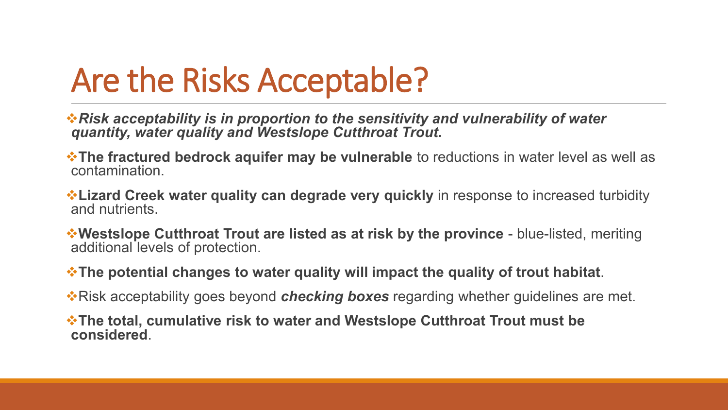# Are the Risks Acceptable?

- ***Risk acceptability is in proportion to the sensitivity and vulnerability of water quantity, water quality and Westslope Cutthroat Trout.***
- **The fractured bedrock aquifer may be vulnerable** to reductions in water level as well as contamination.
- **Lizard Creek water quality can degrade very quickly** in response to increased turbidity and nutrients.
- **Westslope Cutthroat Trout are listed as at risk by the province** - blue-listed, meriting additional levels of protection.
- **The potential changes to water quality will impact the quality of trout habitat**.
- Risk acceptability goes beyond ***checking boxes*** regarding whether guidelines are met.
- **The total, cumulative risk to water and Westslope Cutthroat Trout must be considered**.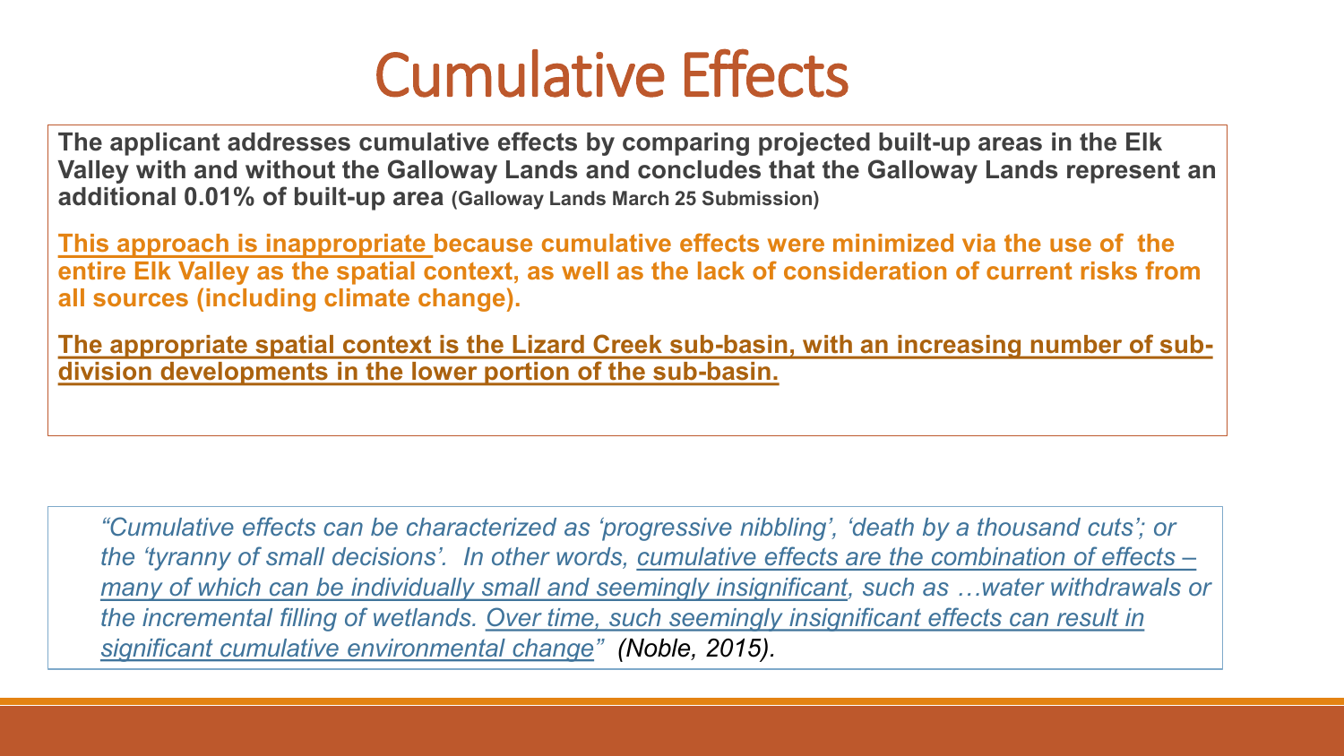# Cumulative Effects

**The applicant addresses cumulative effects by comparing projected built-up areas in the Elk Valley with and without the Galloway Lands and concludes that the Galloway Lands represent an additional 0.01% of built-up area** **(Galloway Lands March 25 Submission)**

**<u>This approach is inappropriate</u> because cumulative effects were minimized via the use of the entire Elk Valley as the spatial context, as well as the lack of consideration of current risks from all sources (including climate change).**

**<u>The appropriate spatial context is the Lizard Creek sub-basin, with an increasing number of sub-division developments in the lower portion of the sub-basin.</u>**

*"Cumulative effects can be characterized as 'progressive nibbling', 'death by a thousand cuts'; or the 'tyranny of small decisions'. In other words, <u>cumulative effects are the combination of effects – many of which can be individually small and seemingly insignificant</u>, such as …water withdrawals or the incremental filling of wetlands. <u>Over time, such seemingly insignificant effects can result in significant cumulative environmental change</u>" (Noble, 2015).*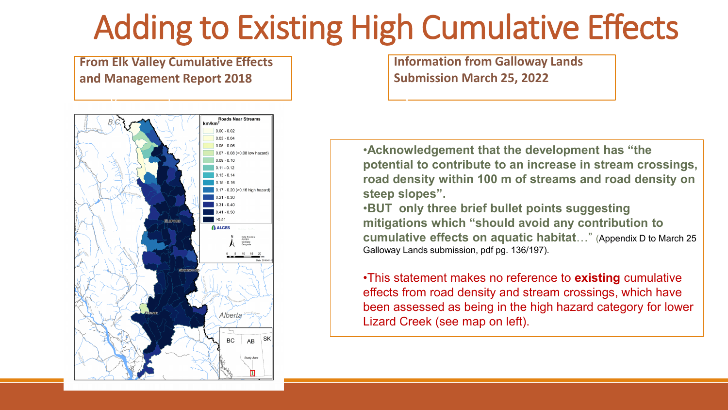# Adding to Existing High Cumulative Effects

**From Elk Valley Cumulative Effects and Management Report 2018**

**Information from Galloway Lands Submission March 25, 2022**

- **Acknowledgement that the development has "the potential to contribute to an increase in stream crossings, road density within 100 m of streams and road density on steep slopes".**
- **BUT only three brief bullet points suggesting mitigations which "should avoid any contribution to cumulative effects on aquatic habitat…"** (Appendix D to March 25 Galloway Lands submission, pdf pg. 136/197).

- This statement makes no reference to **existing** cumulative effects from road density and stream crossings, which have been assessed as being in the high hazard category for lower Lizard Creek (see map on left).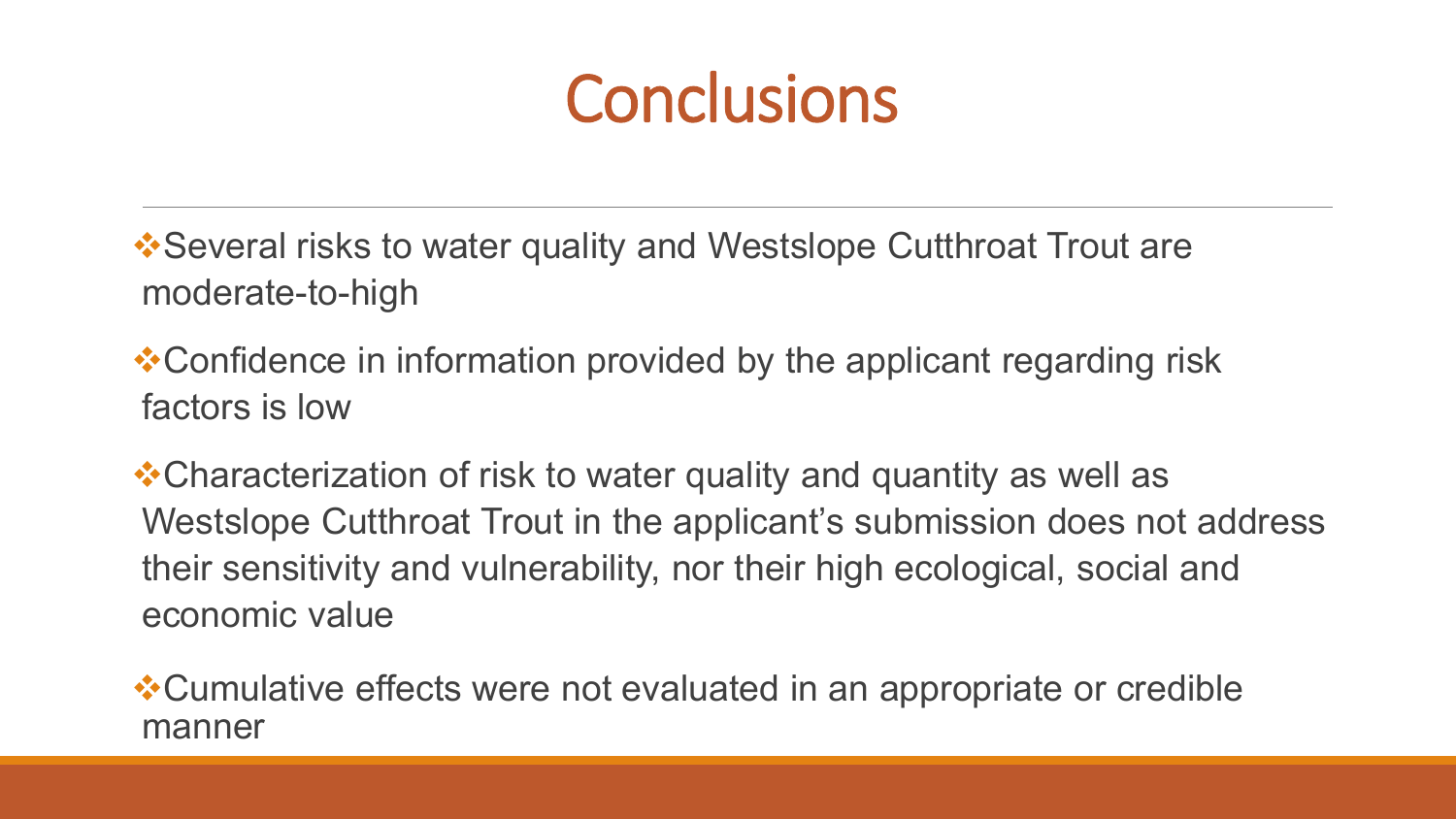# Conclusions

- Several risks to water quality and Westslope Cutthroat Trout are moderate-to-high
- Confidence in information provided by the applicant regarding risk factors is low
- Characterization of risk to water quality and quantity as well as Westslope Cutthroat Trout in the applicant's submission does not address their sensitivity and vulnerability, nor their high ecological, social and economic value
- Cumulative effects were not evaluated in an appropriate or credible manner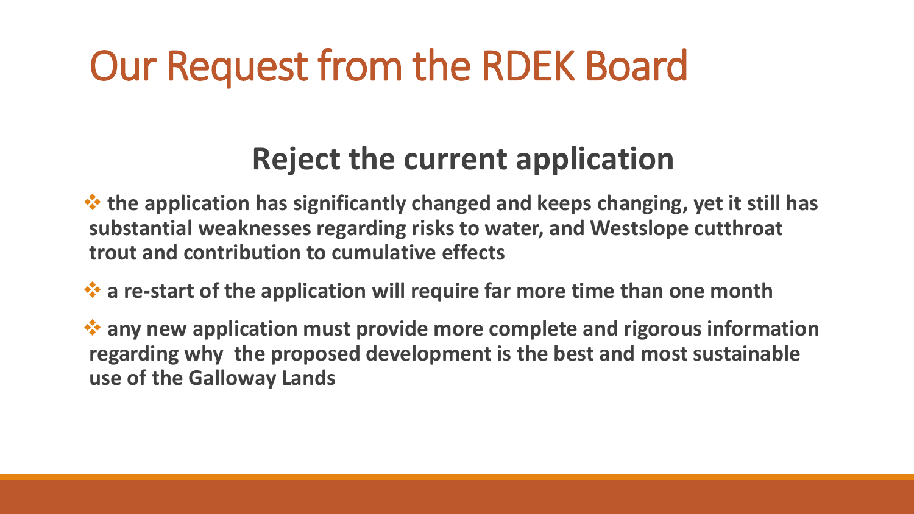# Our Request from the RDEK Board

## Reject the current application

- **the application has significantly changed and keeps changing, yet it still has substantial weaknesses regarding risks to water, and Westslope cutthroat trout and contribution to cumulative effects**
- **a re-start of the application will require far more time than one month**
- **any new application must provide more complete and rigorous information regarding why the proposed development is the best and most sustainable use of the Galloway Lands**